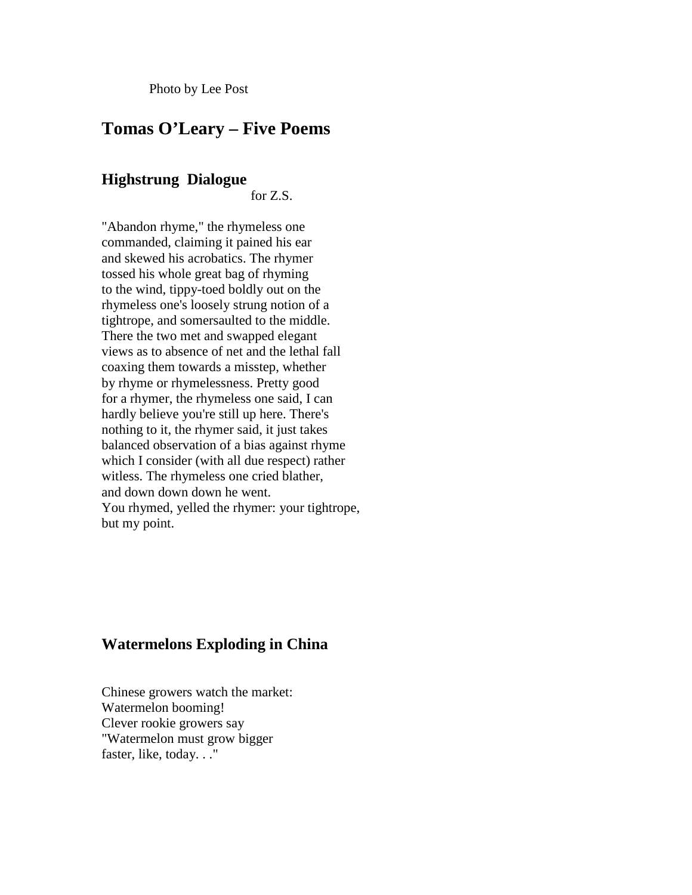Photo by Lee Post

# Tomas O'Leary – Five Poems

## Highstrung Dialogue

for Z.S.

"Abandon rhyme," the rhymeless one
commanded, claiming it pained his ear
and skewed his acrobatics. The rhymer
tossed his whole great bag of rhyming
to the wind, tippy-toed boldly out on the
rhymeless one's loosely strung notion of a
tightrope, and somersaulted to the middle.
There the two met and swapped elegant
views as to absence of net and the lethal fall
coaxing them towards a misstep, whether
by rhyme or rhymelessness. Pretty good
for a rhymer, the rhymeless one said, I can
hardly believe you're still up here. There's
nothing to it, the rhymer said, it just takes
balanced observation of a bias against rhyme
which I consider (with all due respect) rather
witless. The rhymeless one cried blather,
and down down down he went.
You rhymed, yelled the rhymer: your tightrope,
but my point.

## Watermelons Exploding in China

Chinese growers watch the market:
Watermelon booming!
Clever rookie growers say
"Watermelon must grow bigger
faster, like, today. . ."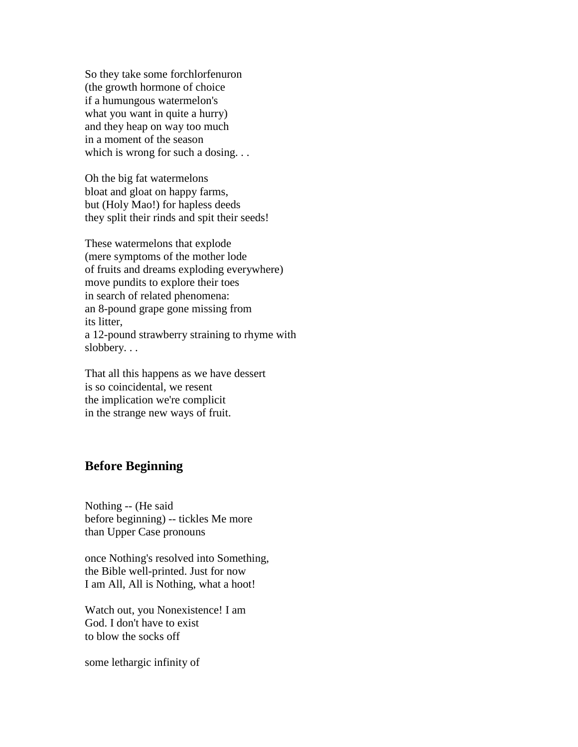So they take some forchlorfenuron
(the growth hormone of choice
if a humungous watermelon's
what you want in quite a hurry)
and they heap on way too much
in a moment of the season
which is wrong for such a dosing. . .

Oh the big fat watermelons
bloat and gloat on happy farms,
but (Holy Mao!) for hapless deeds
they split their rinds and spit their seeds!

These watermelons that explode
(mere symptoms of the mother lode
of fruits and dreams exploding everywhere)
move pundits to explore their toes
in search of related phenomena:
an 8-pound grape gone missing from
its litter,
a 12-pound strawberry straining to rhyme with
slobbery. . .

That all this happens as we have dessert
is so coincidental, we resent
the implication we're complicit
in the strange new ways of fruit.

## Before Beginning

Nothing -- (He said
before beginning) -- tickles Me more
than Upper Case pronouns

once Nothing's resolved into Something,
the Bible well-printed. Just for now
I am All, All is Nothing, what a hoot!

Watch out, you Nonexistence! I am
God. I don't have to exist
to blow the socks off

some lethargic infinity of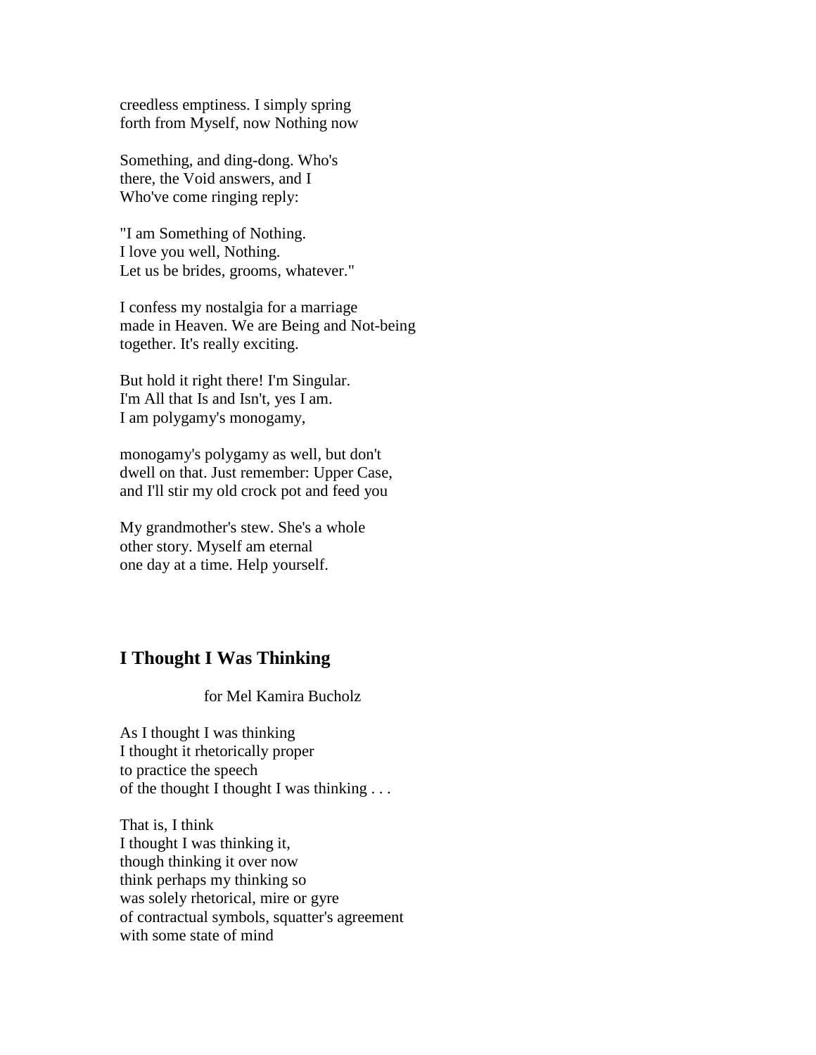creedless emptiness. I simply spring
forth from Myself, now Nothing now

Something, and ding-dong. Who's
there, the Void answers, and I
Who've come ringing reply:

"I am Something of Nothing.
I love you well, Nothing.
Let us be brides, grooms, whatever."

I confess my nostalgia for a marriage
made in Heaven. We are Being and Not-being
together. It's really exciting.

But hold it right there! I'm Singular.
I'm All that Is and Isn't, yes I am.
I am polygamy's monogamy,

monogamy's polygamy as well, but don't
dwell on that. Just remember: Upper Case,
and I'll stir my old crock pot and feed you

My grandmother's stew. She's a whole
other story. Myself am eternal
one day at a time. Help yourself.

## I Thought I Was Thinking

for Mel Kamira Bucholz

As I thought I was thinking
I thought it rhetorically proper
to practice the speech
of the thought I thought I was thinking . . .

That is, I think
I thought I was thinking it,
though thinking it over now
think perhaps my thinking so
was solely rhetorical, mire or gyre
of contractual symbols, squatter's agreement
with some state of mind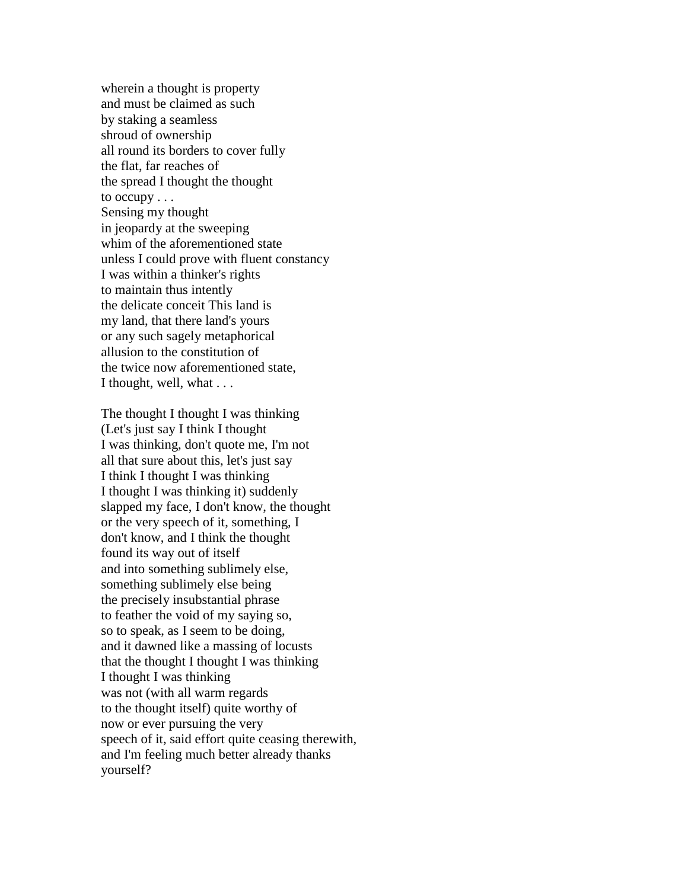wherein a thought is property
and must be claimed as such
by staking a seamless
shroud of ownership
all round its borders to cover fully
the flat, far reaches of
the spread I thought the thought
to occupy . . .
Sensing my thought
in jeopardy at the sweeping
whim of the aforementioned state
unless I could prove with fluent constancy
I was within a thinker's rights
to maintain thus intently
the delicate conceit This land is
my land, that there land's yours
or any such sagely metaphorical
allusion to the constitution of
the twice now aforementioned state,
I thought, well, what . . .

The thought I thought I was thinking
(Let's just say I think I thought
I was thinking, don't quote me, I'm not
all that sure about this, let's just say
I think I thought I was thinking
I thought I was thinking it) suddenly
slapped my face, I don't know, the thought
or the very speech of it, something, I
don't know, and I think the thought
found its way out of itself
and into something sublimely else,
something sublimely else being
the precisely insubstantial phrase
to feather the void of my saying so,
so to speak, as I seem to be doing,
and it dawned like a massing of locusts
that the thought I thought I was thinking
I thought I was thinking
was not (with all warm regards
to the thought itself) quite worthy of
now or ever pursuing the very
speech of it, said effort quite ceasing therewith,
and I'm feeling much better already thanks
yourself?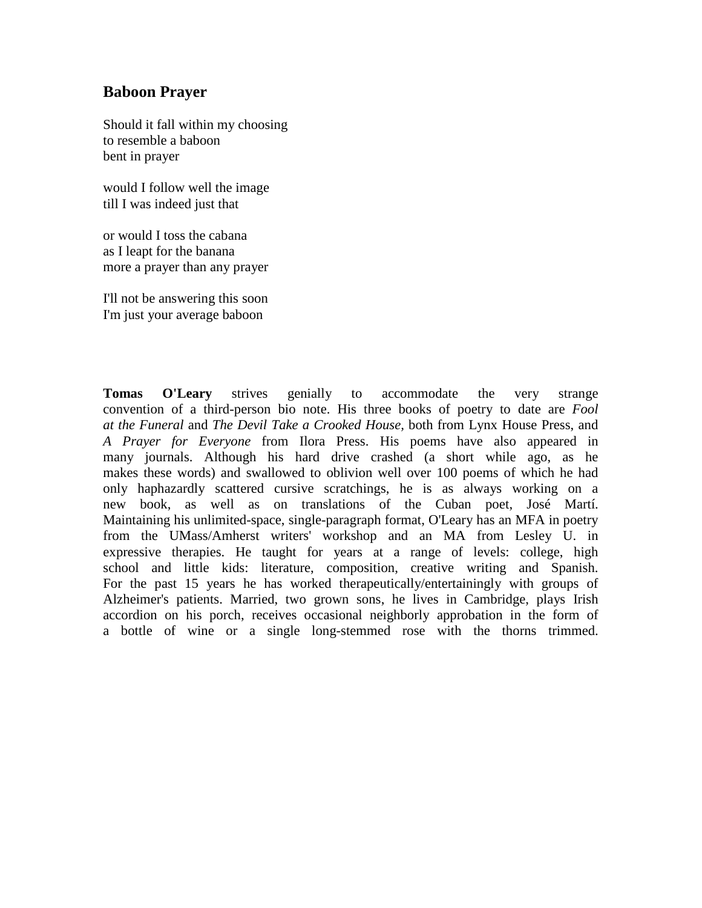## Baboon Prayer

Should it fall within my choosing  
to resemble a baboon  
bent in prayer

would I follow well the image  
till I was indeed just that

or would I toss the cabana  
as I leapt for the banana  
more a prayer than any prayer

I'll not be answering this soon  
I'm just your average baboon

**Tomas O'Leary** strives genially to accommodate the very strange convention of a third-person bio note. His three books of poetry to date are *Fool at the Funeral* and *The Devil Take a Crooked House,* both from Lynx House Press, and *A Prayer for Everyone* from Ilora Press. His poems have also appeared in many journals. Although his hard drive crashed (a short while ago, as he makes these words) and swallowed to oblivion well over 100 poems of which he had only haphazardly scattered cursive scratchings, he is as always working on a new book, as well as on translations of the Cuban poet, José Martí. Maintaining his unlimited-space, single-paragraph format, O'Leary has an MFA in poetry from the UMass/Amherst writers' workshop and an MA from Lesley U. in expressive therapies. He taught for years at a range of levels: college, high school and little kids: literature, composition, creative writing and Spanish. For the past 15 years he has worked therapeutically/entertainingly with groups of Alzheimer's patients. Married, two grown sons, he lives in Cambridge, plays Irish accordion on his porch, receives occasional neighborly approbation in the form of a bottle of wine or a single long-stemmed rose with the thorns trimmed.